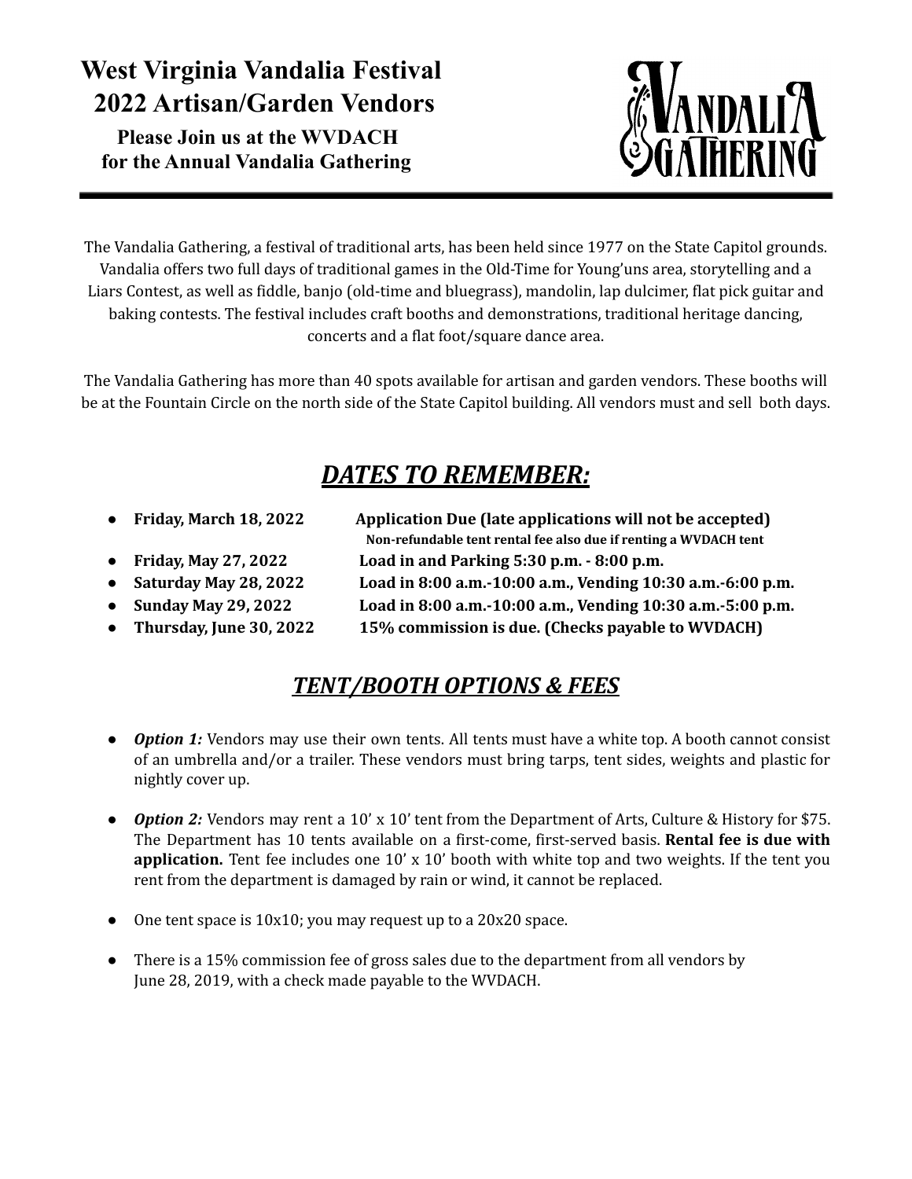# West Virginia Vandalia Festival
# 2022 Artisan/Garden Vendors

**Please Join us at the WVDACH for the Annual Vandalia Gathering**

VANDALIA GATHERING

The Vandalia Gathering, a festival of traditional arts, has been held since 1977 on the State Capitol grounds. Vandalia offers two full days of traditional games in the Old-Time for Young'uns area, storytelling and a Liars Contest, as well as fiddle, banjo (old-time and bluegrass), mandolin, lap dulcimer, flat pick guitar and baking contests. The festival includes craft booths and demonstrations, traditional heritage dancing, concerts and a flat foot/square dance area.

The Vandalia Gathering has more than 40 spots available for artisan and garden vendors. These booths will be at the Fountain Circle on the north side of the State Capitol building. All vendors must and sell both days.

## ***DATES TO REMEMBER:***

- **Friday, March 18, 2022** — **Application Due (late applications will not be accepted)**
  **Non-refundable tent rental fee also due if renting a WVDACH tent**
- **Friday, May 27, 2022** — **Load in and Parking 5:30 p.m. - 8:00 p.m.**
- **Saturday May 28, 2022** — **Load in 8:00 a.m.-10:00 a.m., Vending 10:30 a.m.-6:00 p.m.**
- **Sunday May 29, 2022** — **Load in 8:00 a.m.-10:00 a.m., Vending 10:30 a.m.-5:00 p.m.**
- **Thursday, June 30, 2022** — **15% commission is due. (Checks payable to WVDACH)**

## ***TENT/BOOTH OPTIONS & FEES***

- ***Option 1:*** Vendors may use their own tents. All tents must have a white top. A booth cannot consist of an umbrella and/or a trailer. These vendors must bring tarps, tent sides, weights and plastic for nightly cover up.
- ***Option 2:*** Vendors may rent a 10' x 10' tent from the Department of Arts, Culture & History for $75. The Department has 10 tents available on a first-come, first-served basis. **Rental fee is due with application.** Tent fee includes one 10' x 10' booth with white top and two weights. If the tent you rent from the department is damaged by rain or wind, it cannot be replaced.
- One tent space is 10x10; you may request up to a 20x20 space.
- There is a 15% commission fee of gross sales due to the department from all vendors by June 28, 2019, with a check made payable to the WVDACH.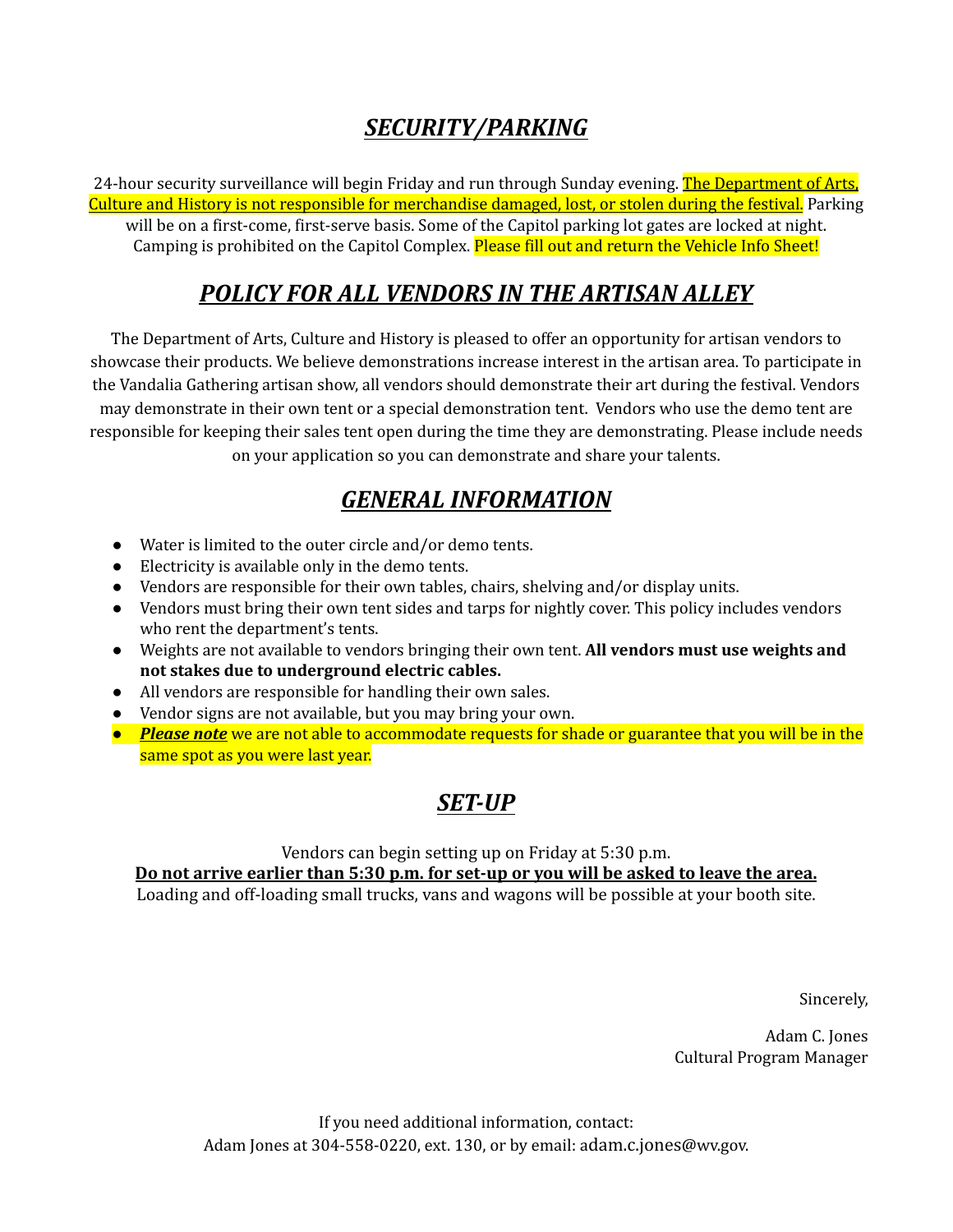## ***SECURITY/PARKING***

24-hour security surveillance will begin Friday and run through Sunday evening. The Department of Arts, Culture and History is not responsible for merchandise damaged, lost, or stolen during the festival. Parking will be on a first-come, first-serve basis. Some of the Capitol parking lot gates are locked at night. Camping is prohibited on the Capitol Complex. Please fill out and return the Vehicle Info Sheet!

## ***POLICY FOR ALL VENDORS IN THE ARTISAN ALLEY***

The Department of Arts, Culture and History is pleased to offer an opportunity for artisan vendors to showcase their products. We believe demonstrations increase interest in the artisan area. To participate in the Vandalia Gathering artisan show, all vendors should demonstrate their art during the festival. Vendors may demonstrate in their own tent or a special demonstration tent. Vendors who use the demo tent are responsible for keeping their sales tent open during the time they are demonstrating. Please include needs on your application so you can demonstrate and share your talents.

## ***GENERAL INFORMATION***

- Water is limited to the outer circle and/or demo tents.
- Electricity is available only in the demo tents.
- Vendors are responsible for their own tables, chairs, shelving and/or display units.
- Vendors must bring their own tent sides and tarps for nightly cover. This policy includes vendors who rent the department's tents.
- Weights are not available to vendors bringing their own tent. **All vendors must use weights and not stakes due to underground electric cables.**
- All vendors are responsible for handling their own sales.
- Vendor signs are not available, but you may bring your own.
- ***Please note*** we are not able to accommodate requests for shade or guarantee that you will be in the same spot as you were last year.

## ***SET-UP***

Vendors can begin setting up on Friday at 5:30 p.m.

**Do not arrive earlier than 5:30 p.m. for set-up or you will be asked to leave the area.**

Loading and off-loading small trucks, vans and wagons will be possible at your booth site.

Sincerely,

Adam C. Jones
Cultural Program Manager

If you need additional information, contact:
Adam Jones at 304-558-0220, ext. 130, or by email: adam.c.jones@wv.gov.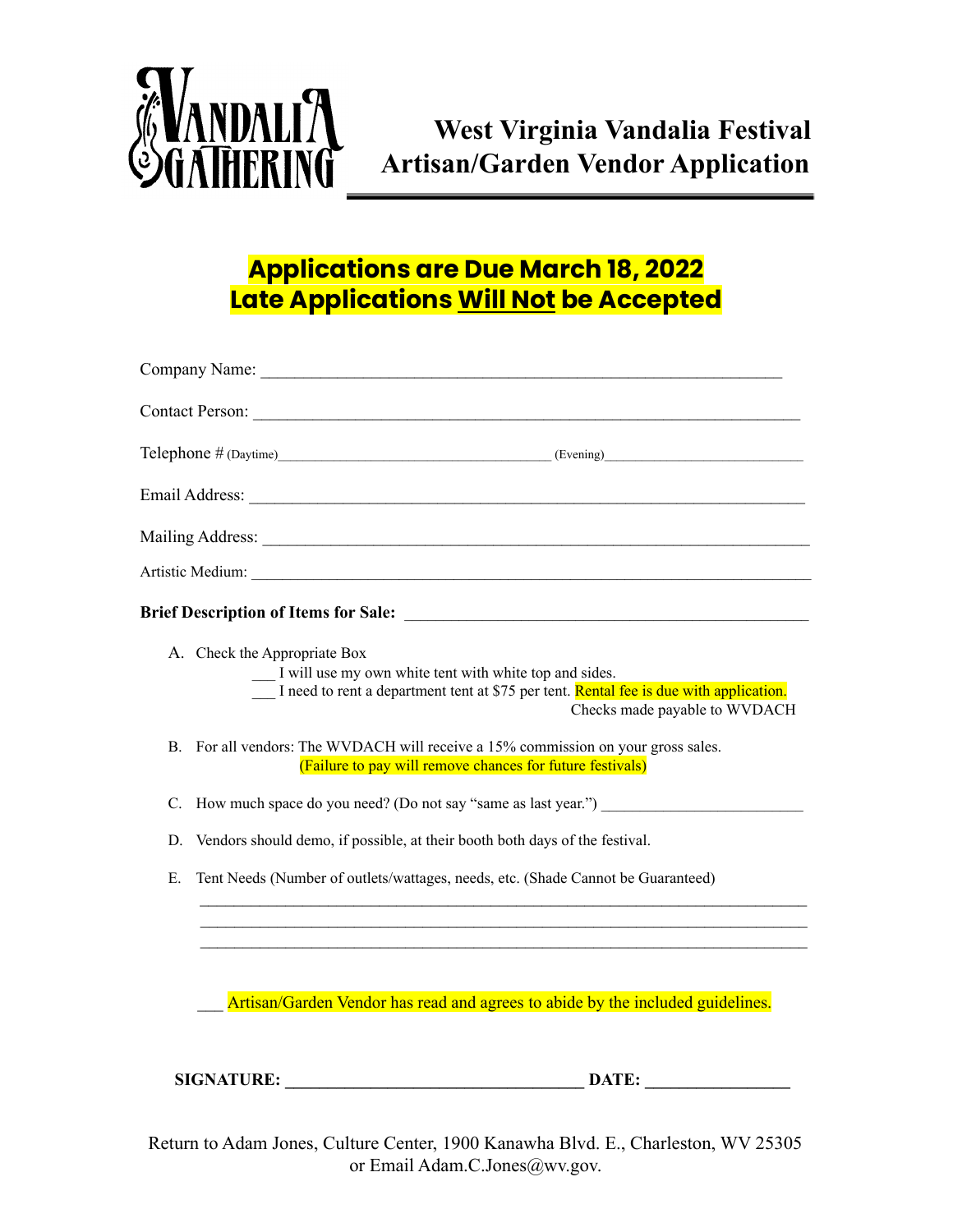# West Virginia Vandalia Festival Artisan/Garden Vendor Application

**Applications are Due March 18, 2022**
**Late Applications Will Not be Accepted**

Company Name: ____________________________________________________________

Contact Person: ____________________________________________________________

Telephone # (Daytime)___________________________________ (Evening)___________________________

Email Address: ____________________________________________________________

Mailing Address: ____________________________________________________________

Artistic Medium: ____________________________________________________________

**Brief Description of Items for Sale:** ______________________________________________

A. Check the Appropriate Box
   ___ I will use my own white tent with white top and sides.
   ___ I need to rent a department tent at $75 per tent. Rental fee is due with application.
   Checks made payable to WVDACH

B. For all vendors: The WVDACH will receive a 15% commission on your gross sales.
   (Failure to pay will remove chances for future festivals)

C. How much space do you need? (Do not say "same as last year.") ________________________

D. Vendors should demo, if possible, at their booth both days of the festival.

E. Tent Needs (Number of outlets/wattages, needs, etc. (Shade Cannot be Guaranteed)
   ____________________________________________________________________________
   ____________________________________________________________________________
   ____________________________________________________________________________

___ Artisan/Garden Vendor has read and agrees to abide by the included guidelines.

**SIGNATURE:** _________________________________ **DATE:** ________________

Return to Adam Jones, Culture Center, 1900 Kanawha Blvd. E., Charleston, WV 25305
or Email Adam.C.Jones@wv.gov.